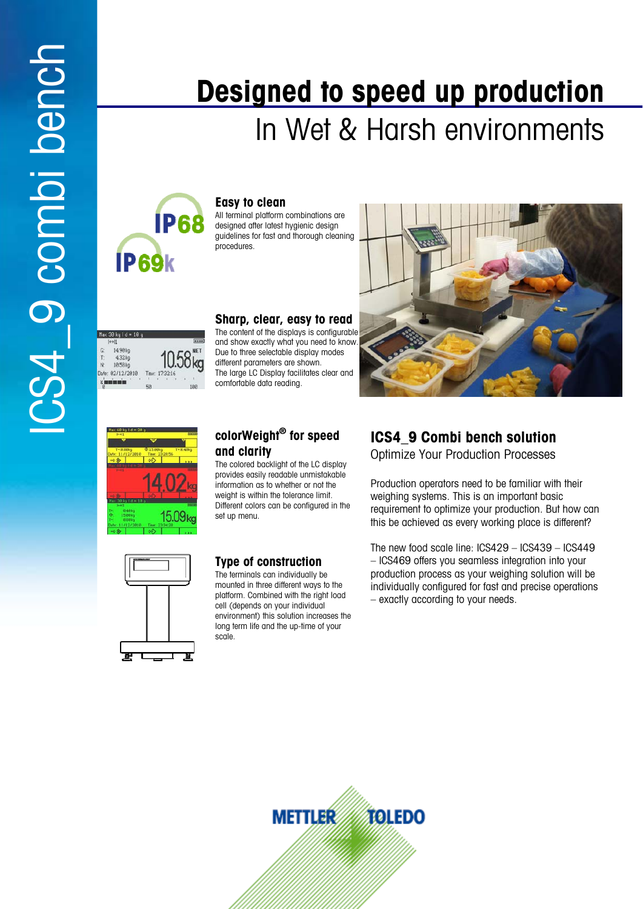ICS4_9 combi bench

# Designed to speed up production

## In Wet & Harsh environments

IP68

IP69k

### Easy to clean

All terminal platform combinations are designed after latest hygienic design guidelines for fast and thorough cleaning procedures.

### Sharp, clear, easy to read

The content of the displays is configurable and show exactly what you need to know. Due to three selectable display modes different parameters are shown.
The large LC Display facilitates clear and comfortable data reading.

### colorWeight® for speed and clarity

The colored backlight of the LC display provides easily readable unmistakable information as to whether or not the weight is within the tolerance limit.
Different colors can be configured in the set up menu.

### Type of construction

The terminals can individually be mounted in three different ways to the platform. Combined with the right load cell (depends on your individual environment) this solution increases the long term life and the up-time of your scale.

## ICS4_9 Combi bench solution

Optimize Your Production Processes

Production operators need to be familiar with their weighing systems. This is an important basic requirement to optimize your production. But how can this be achieved as every working place is different?

The new food scale line: ICS429 – ICS439 – ICS449 – ICS469 offers you seamless integration into your production process as your weighing solution will be individually configured for fast and precise operations – exactly according to your needs.

METTLER TOLEDO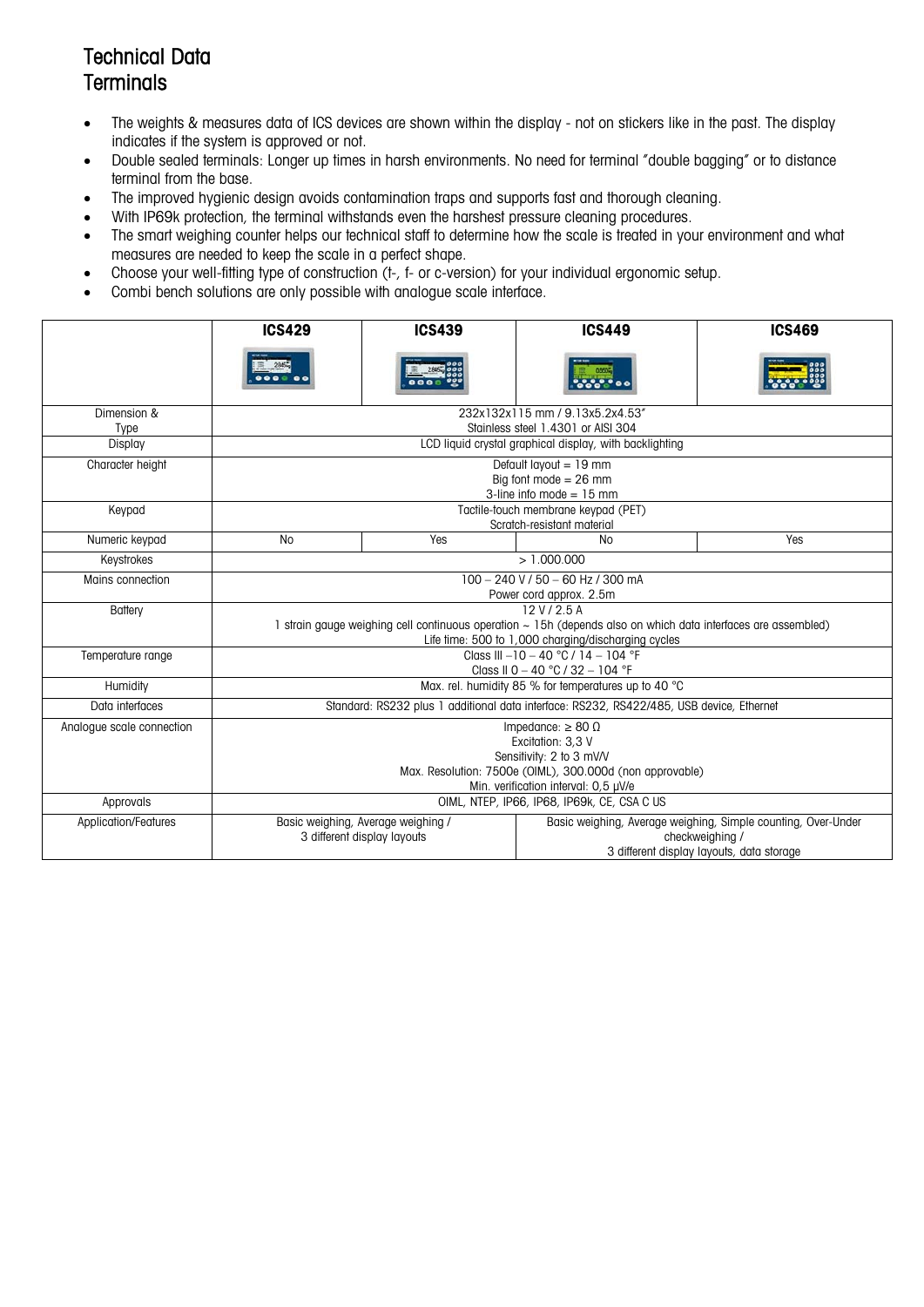# Technical Data
## Terminals

- The weights & measures data of ICS devices are shown within the display - not on stickers like in the past. The display indicates if the system is approved or not.
- Double sealed terminals: Longer up times in harsh environments. No need for terminal "double bagging" or to distance terminal from the base.
- The improved hygienic design avoids contamination traps and supports fast and thorough cleaning.
- With IP69k protection, the terminal withstands even the harshest pressure cleaning procedures.
- The smart weighing counter helps our technical staff to determine how the scale is treated in your environment and what measures are needed to keep the scale in a perfect shape.
- Choose your well-fitting type of construction (t-, f- or c-version) for your individual ergonomic setup.
- Combi bench solutions are only possible with analogue scale interface.

| | ICS429 | ICS439 | ICS449 | ICS469 |
|---|---|---|---|---|
| Dimension & Type | 232x132x115 mm / 9.13x5.2x4.53"<br>Stainless steel 1.4301 or AISI 304 | | | |
| Display | LCD liquid crystal graphical display, with backlighting | | | |
| Character height | Default layout = 19 mm<br>Big font mode = 26 mm<br>3-line info mode = 15 mm | | | |
| Keypad | Tactile-touch membrane keypad (PET)<br>Scratch-resistant material | | | |
| Numeric keypad | No | Yes | No | Yes |
| Keystrokes | > 1.000.000 | | | |
| Mains connection | 100 – 240 V / 50 – 60 Hz / 300 mA<br>Power cord approx. 2.5m | | | |
| Battery | 12 V / 2.5 A<br>1 strain gauge weighing cell continuous operation ~ 15h (depends also on which data interfaces are assembled)<br>Life time: 500 to 1,000 charging/discharging cycles | | | |
| Temperature range | Class III −10 – 40 °C / 14 – 104 °F<br>Class II 0 – 40 °C / 32 – 104 °F | | | |
| Humidity | Max. rel. humidity 85 % for temperatures up to 40 °C | | | |
| Data interfaces | Standard: RS232 plus 1 additional data interface: RS232, RS422/485, USB device, Ethernet | | | |
| Analogue scale connection | Impedance: ≥ 80 Ω<br>Excitation: 3,3 V<br>Sensitivity: 2 to 3 mV/V<br>Max. Resolution: 7500e (OIML), 300.000d (non approvable)<br>Min. verification interval: 0,5 µV/e | | | |
| Approvals | OIML, NTEP, IP66, IP68, IP69k, CE, CSA C US | | | |
| Application/Features | Basic weighing, Average weighing /<br>3 different display layouts | | Basic weighing, Average weighing, Simple counting, Over-Under checkweighing /<br>3 different display layouts, data storage | |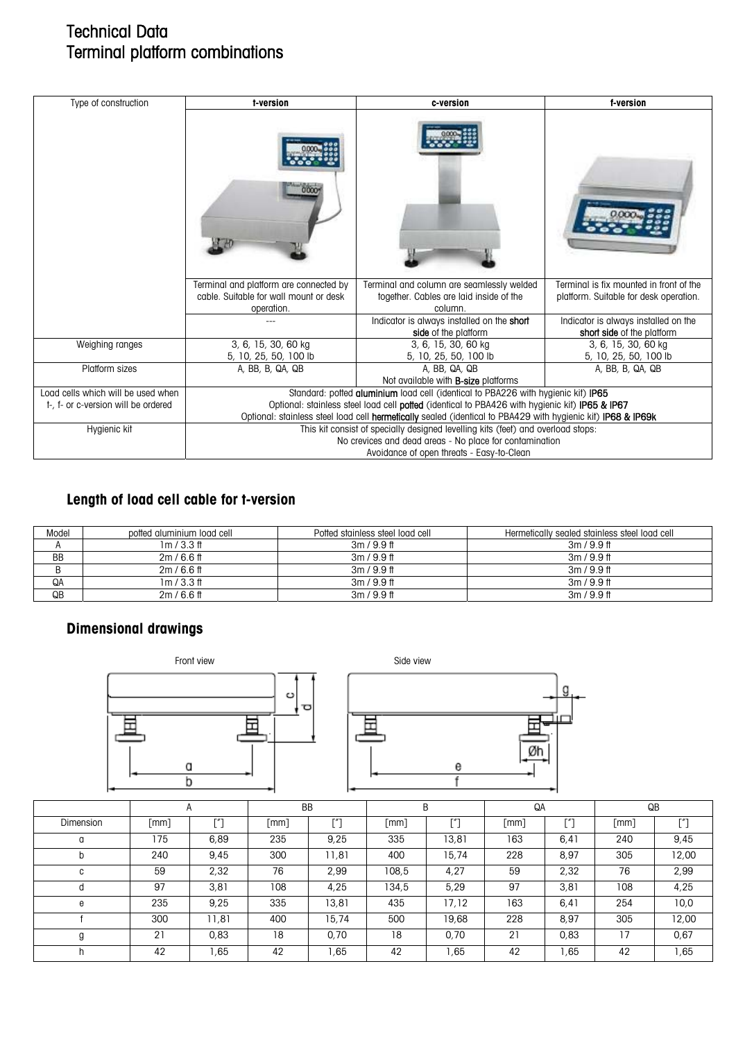# Technical Data
# Terminal platform combinations

| Type of construction | **t-version** | **c-version** | **f-version** |
|---|---|---|---|
| | Terminal and platform are connected by cable. Suitable for wall mount or desk operation. | Terminal and column are seamlessly welded together. Cables are laid inside of the column. | Terminal is fix mounted in front of the platform. Suitable for desk operation. |
| | --- | Indicator is always installed on the **short side** of the platform | Indicator is always installed on the **short side** of the platform |
| Weighing ranges | 3, 6, 15, 30, 60 kg<br>5, 10, 25, 50, 100 lb | 3, 6, 15, 30, 60 kg<br>5, 10, 25, 50, 100 lb | 3, 6, 15, 30, 60 kg<br>5, 10, 25, 50, 100 lb |
| Platform sizes | A, BB, B, QA, QB | A, BB, QA, QB<br>Not available with **B-size** platforms | A, BB, B, QA, QB |
| Load cells which will be used when t-, f- or c-version will be ordered | Standard: potted **aluminium** load cell (identical to PBA226 with hygienic kit) **IP65**<br>Optional: stainless steel load cell **potted** (identical to PBA426 with hygienic kit) **IP65 & IP67**<br>Optional: stainless steel load cell **hermetically** sealed (identical to PBA429 with hygienic kit) **IP68 & IP69k** | | |
| Hygienic kit | This kit consist of specially designed levelling kits (feet) and overload stops:<br>No crevices and dead areas - No place for contamination<br>Avoidance of open threats - Easy-to-Clean | | |

## Length of load cell cable for t-version

| Model | potted aluminium load cell | Potted stainless steel load cell | Hermetically sealed stainless steel load cell |
|---|---|---|---|
| A | 1m / 3.3 ft | 3m / 9.9 ft | 3m / 9.9 ft |
| BB | 2m / 6.6 ft | 3m / 9.9 ft | 3m / 9.9 ft |
| B | 2m / 6.6 ft | 3m / 9.9 ft | 3m / 9.9 ft |
| QA | 1m / 3.3 ft | 3m / 9.9 ft | 3m / 9.9 ft |
| QB | 2m / 6.6 ft | 3m / 9.9 ft | 3m / 9.9 ft |

## Dimensional drawings

Front view

Side view

| | A | | BB | | B | | QA | | QB | |
|---|---|---|---|---|---|---|---|---|---|---|
| Dimension | [mm] | ["] | [mm] | ["] | [mm] | ["] | [mm] | ["] | [mm] | ["] |
| a | 175 | 6,89 | 235 | 9,25 | 335 | 13,81 | 163 | 6,41 | 240 | 9,45 |
| b | 240 | 9,45 | 300 | 11,81 | 400 | 15,74 | 228 | 8,97 | 305 | 12,00 |
| c | 59 | 2,32 | 76 | 2,99 | 108,5 | 4,27 | 59 | 2,32 | 76 | 2,99 |
| d | 97 | 3,81 | 108 | 4,25 | 134,5 | 5,29 | 97 | 3,81 | 108 | 4,25 |
| e | 235 | 9,25 | 335 | 13,81 | 435 | 17,12 | 163 | 6,41 | 254 | 10,0 |
| f | 300 | 11,81 | 400 | 15,74 | 500 | 19,68 | 228 | 8,97 | 305 | 12,00 |
| g | 21 | 0,83 | 18 | 0,70 | 18 | 0,70 | 21 | 0,83 | 17 | 0,67 |
| h | 42 | 1,65 | 42 | 1,65 | 42 | 1,65 | 42 | 1,65 | 42 | 1,65 |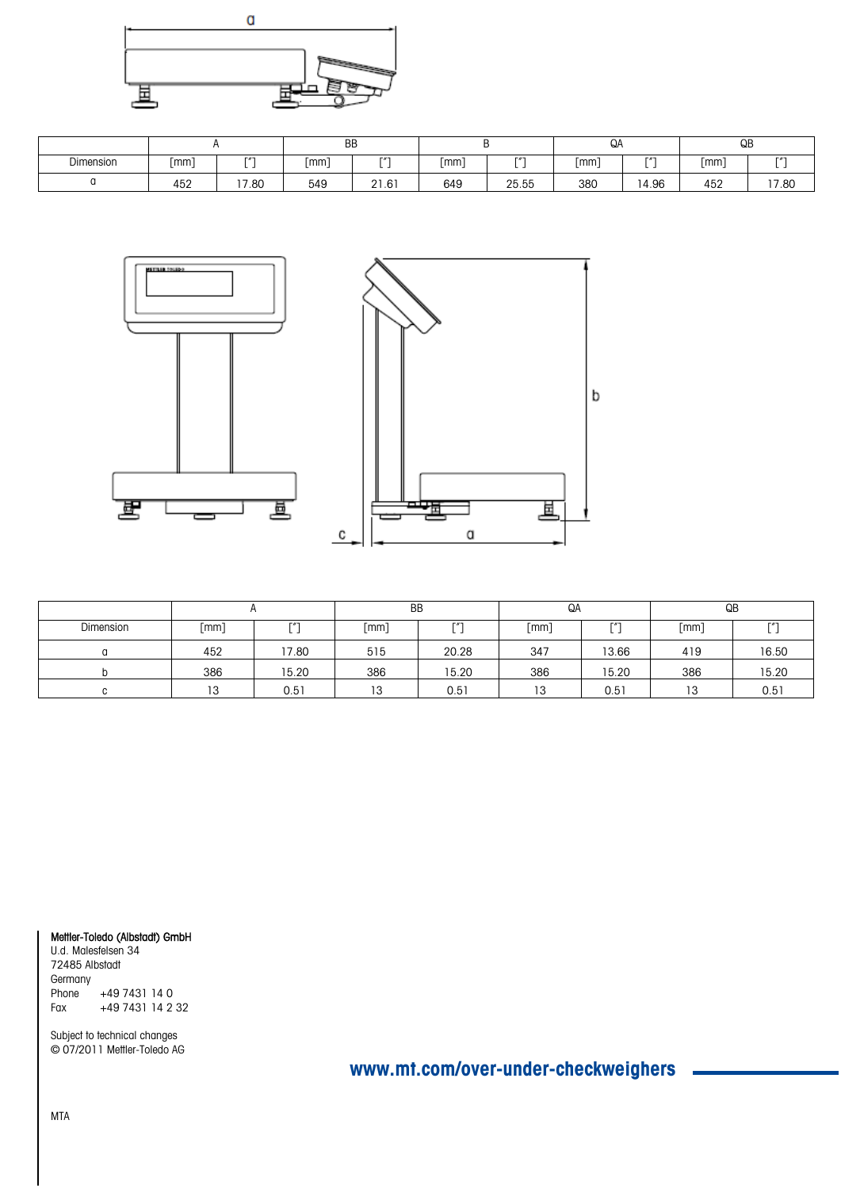a

| | A | | BB | | B | | QA | | QB | |
|---|---|---|---|---|---|---|---|---|---|---|
| Dimension | [mm] | ["] | [mm] | ["] | [mm] | ["] | [mm] | ["] | [mm] | ["] |
| a | 452 | 17.80 | 549 | 21.61 | 649 | 25.55 | 380 | 14.96 | 452 | 17.80 |

b

c

a

| | A | | BB | | QA | | QB | |
|---|---|---|---|---|---|---|---|---|
| Dimension | [mm] | ["] | [mm] | ["] | [mm] | ["] | [mm] | ["] |
| a | 452 | 17.80 | 515 | 20.28 | 347 | 13.66 | 419 | 16.50 |
| b | 386 | 15.20 | 386 | 15.20 | 386 | 15.20 | 386 | 15.20 |
| c | 13 | 0.51 | 13 | 0.51 | 13 | 0.51 | 13 | 0.51 |

**Mettler-Toledo (Albstadt) GmbH**
U.d. Malesfelsen 34
72485 Albstadt
Germany
Phone +49 7431 14 0
Fax +49 7431 14 2 32

Subject to technical changes
© 07/2011 Mettler-Toledo AG

**www.mt.com/over-under-checkweighers**

MTA